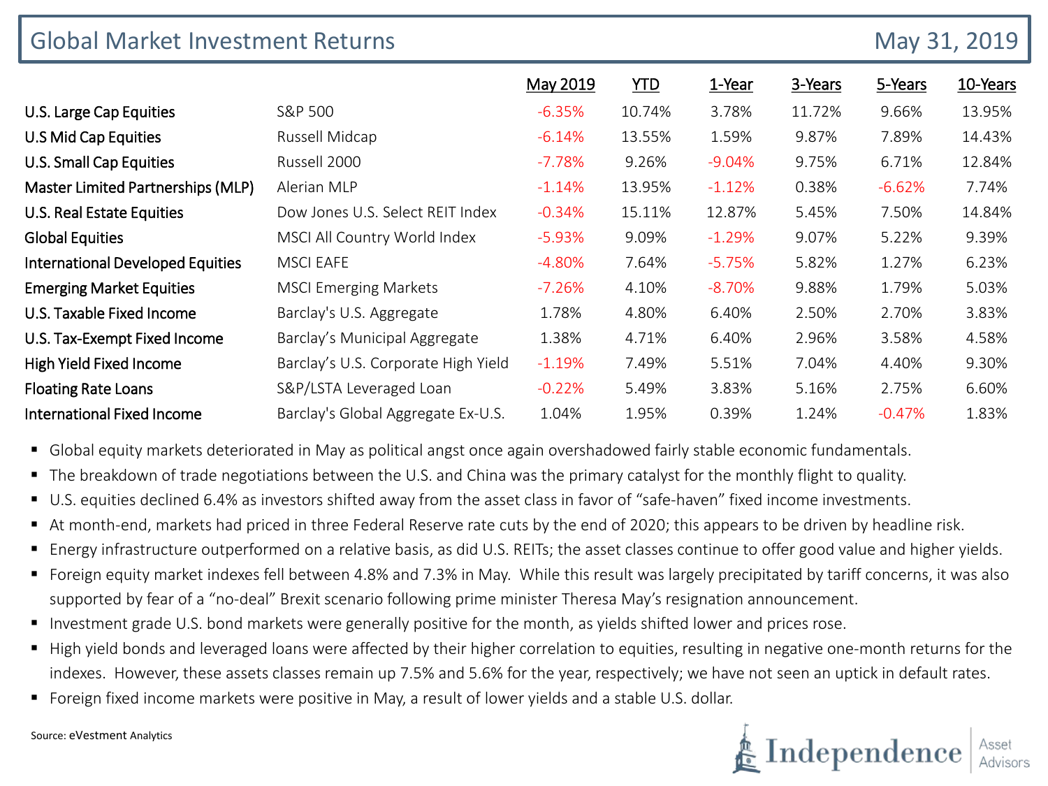# Global Market Investment Returns

May 31, 2019

| | | May 2019 | YTD | 1-Year | 3-Years | 5-Years | 10-Years |
|---|---|---|---|---|---|---|---|
| U.S. Large Cap Equities | S&P 500 | -6.35% | 10.74% | 3.78% | 11.72% | 9.66% | 13.95% |
| U.S Mid Cap Equities | Russell Midcap | -6.14% | 13.55% | 1.59% | 9.87% | 7.89% | 14.43% |
| U.S. Small Cap Equities | Russell 2000 | -7.78% | 9.26% | -9.04% | 9.75% | 6.71% | 12.84% |
| Master Limited Partnerships (MLP) | Alerian MLP | -1.14% | 13.95% | -1.12% | 0.38% | -6.62% | 7.74% |
| U.S. Real Estate Equities | Dow Jones U.S. Select REIT Index | -0.34% | 15.11% | 12.87% | 5.45% | 7.50% | 14.84% |
| Global Equities | MSCI All Country World Index | -5.93% | 9.09% | -1.29% | 9.07% | 5.22% | 9.39% |
| International Developed Equities | MSCI EAFE | -4.80% | 7.64% | -5.75% | 5.82% | 1.27% | 6.23% |
| Emerging Market Equities | MSCI Emerging Markets | -7.26% | 4.10% | -8.70% | 9.88% | 1.79% | 5.03% |
| U.S. Taxable Fixed Income | Barclay's U.S. Aggregate | 1.78% | 4.80% | 6.40% | 2.50% | 2.70% | 3.83% |
| U.S. Tax-Exempt Fixed Income | Barclay's Municipal Aggregate | 1.38% | 4.71% | 6.40% | 2.96% | 3.58% | 4.58% |
| High Yield Fixed Income | Barclay's U.S. Corporate High Yield | -1.19% | 7.49% | 5.51% | 7.04% | 4.40% | 9.30% |
| Floating Rate Loans | S&P/LSTA Leveraged Loan | -0.22% | 5.49% | 3.83% | 5.16% | 2.75% | 6.60% |
| International Fixed Income | Barclay's Global Aggregate Ex-U.S. | 1.04% | 1.95% | 0.39% | 1.24% | -0.47% | 1.83% |

- Global equity markets deteriorated in May as political angst once again overshadowed fairly stable economic fundamentals.
- The breakdown of trade negotiations between the U.S. and China was the primary catalyst for the monthly flight to quality.
- U.S. equities declined 6.4% as investors shifted away from the asset class in favor of "safe-haven" fixed income investments.
- At month-end, markets had priced in three Federal Reserve rate cuts by the end of 2020; this appears to be driven by headline risk.
- Energy infrastructure outperformed on a relative basis, as did U.S. REITs; the asset classes continue to offer good value and higher yields.
- Foreign equity market indexes fell between 4.8% and 7.3% in May. While this result was largely precipitated by tariff concerns, it was also supported by fear of a "no-deal" Brexit scenario following prime minister Theresa May's resignation announcement.
- Investment grade U.S. bond markets were generally positive for the month, as yields shifted lower and prices rose.
- High yield bonds and leveraged loans were affected by their higher correlation to equities, resulting in negative one-month returns for the indexes. However, these assets classes remain up 7.5% and 5.6% for the year, respectively; we have not seen an uptick in default rates.
- Foreign fixed income markets were positive in May, a result of lower yields and a stable U.S. dollar.

Source: eVestment Analytics

Independence Asset Advisors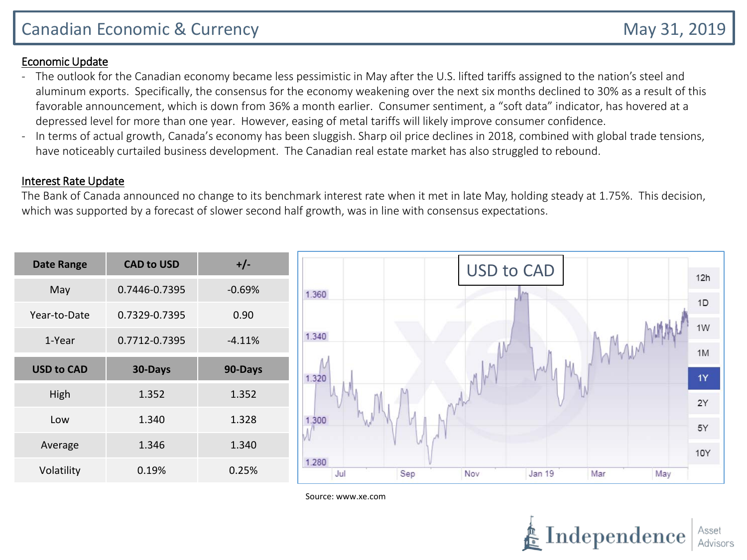# Canadian Economic & Currency

May 31, 2019

## Economic Update

- The outlook for the Canadian economy became less pessimistic in May after the U.S. lifted tariffs assigned to the nation's steel and aluminum exports. Specifically, the consensus for the economy weakening over the next six months declined to 30% as a result of this favorable announcement, which is down from 36% a month earlier. Consumer sentiment, a "soft data" indicator, has hovered at a depressed level for more than one year. However, easing of metal tariffs will likely improve consumer confidence.
- In terms of actual growth, Canada's economy has been sluggish. Sharp oil price declines in 2018, combined with global trade tensions, have noticeably curtailed business development. The Canadian real estate market has also struggled to rebound.

## Interest Rate Update

The Bank of Canada announced no change to its benchmark interest rate when it met in late May, holding steady at 1.75%. This decision, which was supported by a forecast of slower second half growth, was in line with consensus expectations.

| Date Range | CAD to USD | +/- |
|---|---|---|
| May | 0.7446-0.7395 | -0.69% |
| Year-to-Date | 0.7329-0.7395 | 0.90 |
| 1-Year | 0.7712-0.7395 | -4.11% |

| USD to CAD | 30-Days | 90-Days |
|---|---|---|
| High | 1.352 | 1.352 |
| Low | 1.340 | 1.328 |
| Average | 1.346 | 1.340 |
| Volatility | 0.19% | 0.25% |

USD to CAD

Source: www.xe.com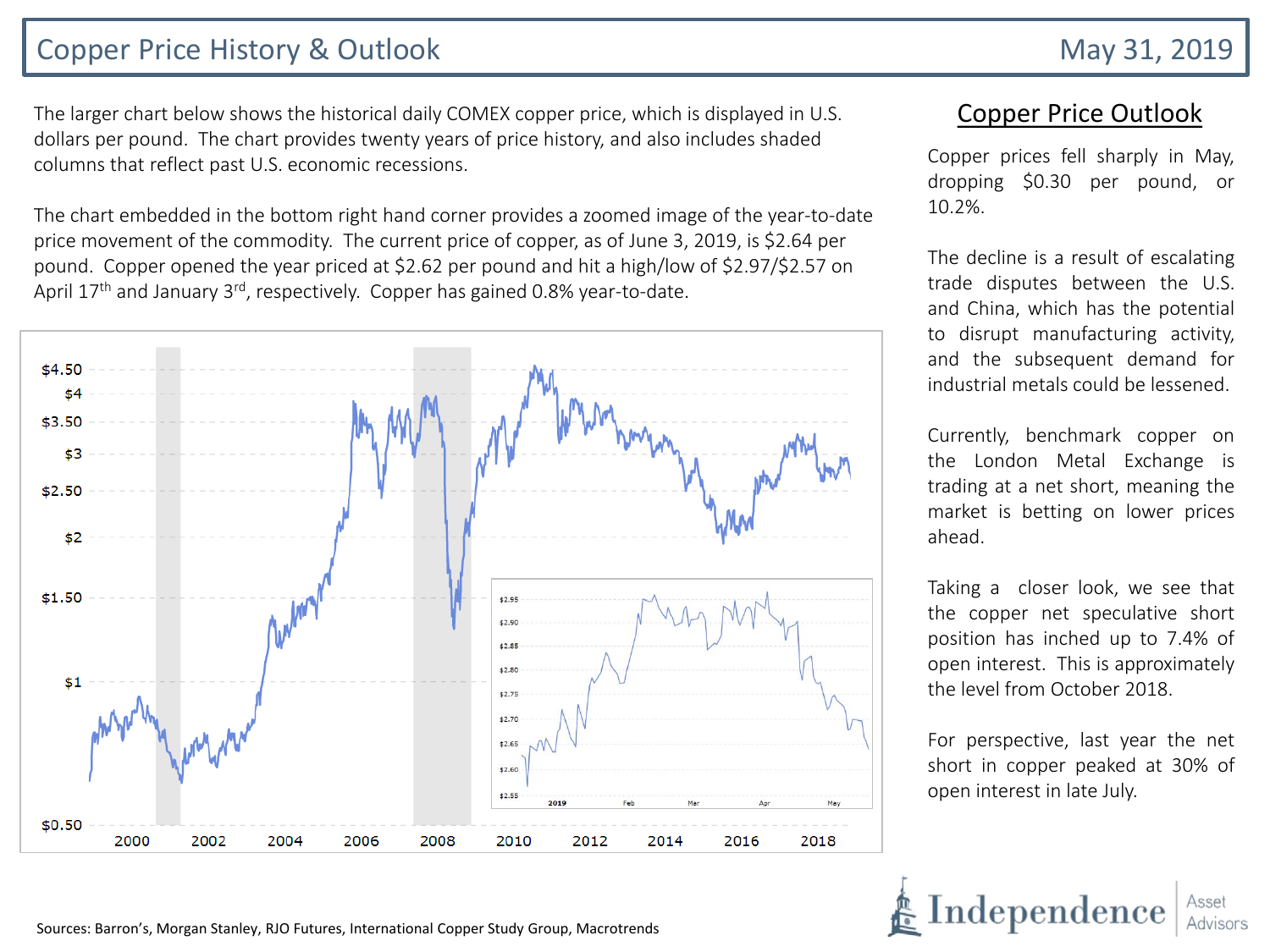# Copper Price History & Outlook

May 31, 2019

The larger chart below shows the historical daily COMEX copper price, which is displayed in U.S. dollars per pound. The chart provides twenty years of price history, and also includes shaded columns that reflect past U.S. economic recessions.

The chart embedded in the bottom right hand corner provides a zoomed image of the year-to-date price movement of the commodity. The current price of copper, as of June 3, 2019, is $2.64 per pound. Copper opened the year priced at $2.62 per pound and hit a high/low of $2.97/$2.57 on April 17th and January 3rd, respectively. Copper has gained 0.8% year-to-date.

$4.50
$4
$3.50
$3
$2.50
$2
$1.50
$1
$0.50

2000 2002 2004 2006 2008 2010 2012 2014 2016 2018

$2.95
$2.90
$2.85
$2.80
$2.75
$2.70
$2.65
$2.60
$2.55

2019 Feb Mar Apr May

## Copper Price Outlook

Copper prices fell sharply in May, dropping $0.30 per pound, or 10.2%.

The decline is a result of escalating trade disputes between the U.S. and China, which has the potential to disrupt manufacturing activity, and the subsequent demand for industrial metals could be lessened.

Currently, benchmark copper on the London Metal Exchange is trading at a net short, meaning the market is betting on lower prices ahead.

Taking a closer look, we see that the copper net speculative short position has inched up to 7.4% of open interest. This is approximately the level from October 2018.

For perspective, last year the net short in copper peaked at 30% of open interest in late July.

Sources: Barron's, Morgan Stanley, RJO Futures, International Copper Study Group, Macrotrends